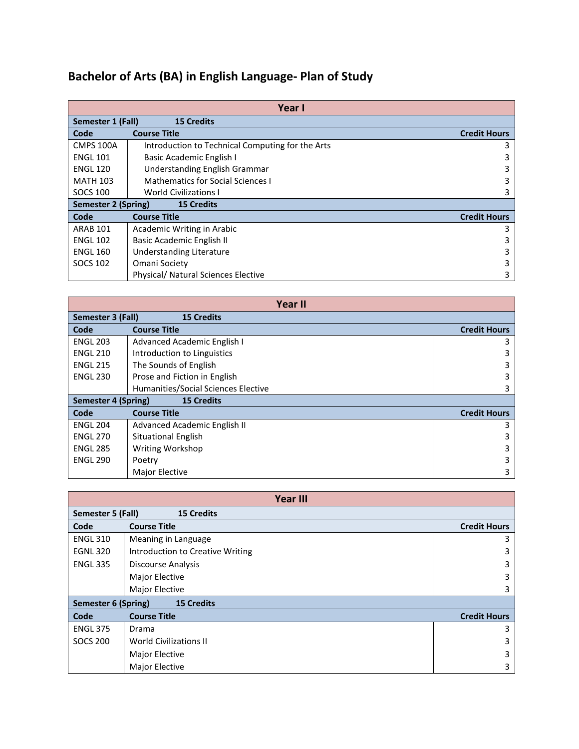# Bachelor of Arts (BA) in English Language- Plan of Study

| Year I | | |
|---|---|---|
| **Semester 1 (Fall) 15 Credits** | | |
| **Code** | **Course Title** | **Credit Hours** |
| CMPS 100A | Introduction to Technical Computing for the Arts | 3 |
| ENGL 101 | Basic Academic English I | 3 |
| ENGL 120 | Understanding English Grammar | 3 |
| MATH 103 | Mathematics for Social Sciences I | 3 |
| SOCS 100 | World Civilizations I | 3 |
| **Semester 2 (Spring) 15 Credits** | | |
| **Code** | **Course Title** | **Credit Hours** |
| ARAB 101 | Academic Writing in Arabic | 3 |
| ENGL 102 | Basic Academic English II | 3 |
| ENGL 160 | Understanding Literature | 3 |
| SOCS 102 | Omani Society | 3 |
| | Physical/ Natural Sciences Elective | 3 |

| Year II | | |
|---|---|---|
| **Semester 3 (Fall) 15 Credits** | | |
| **Code** | **Course Title** | **Credit Hours** |
| ENGL 203 | Advanced Academic English I | 3 |
| ENGL 210 | Introduction to Linguistics | 3 |
| ENGL 215 | The Sounds of English | 3 |
| ENGL 230 | Prose and Fiction in English | 3 |
| | Humanities/Social Sciences Elective | 3 |
| **Semester 4 (Spring) 15 Credits** | | |
| **Code** | **Course Title** | **Credit Hours** |
| ENGL 204 | Advanced Academic English II | 3 |
| ENGL 270 | Situational English | 3 |
| ENGL 285 | Writing Workshop | 3 |
| ENGL 290 | Poetry | 3 |
| | Major Elective | 3 |

| Year III | | |
|---|---|---|
| **Semester 5 (Fall) 15 Credits** | | |
| **Code** | **Course Title** | **Credit Hours** |
| ENGL 310 | Meaning in Language | 3 |
| EGNL 320 | Introduction to Creative Writing | 3 |
| ENGL 335 | Discourse Analysis | 3 |
| | Major Elective | 3 |
| | Major Elective | 3 |
| **Semester 6 (Spring) 15 Credits** | | |
| **Code** | **Course Title** | **Credit Hours** |
| ENGL 375 | Drama | 3 |
| SOCS 200 | World Civilizations II | 3 |
| | Major Elective | 3 |
| | Major Elective | 3 |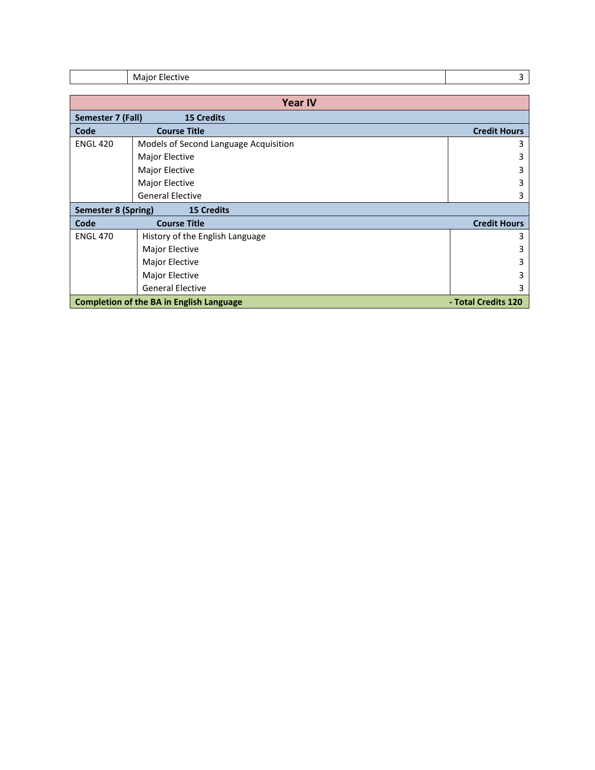| | | |
|---|---|---|
| | Major Elective | 3 |

| Year IV | | |
|---|---|---|
| **Semester 7 (Fall)** | **15 Credits** | |
| **Code** | **Course Title** | **Credit Hours** |
| ENGL 420 | Models of Second Language Acquisition | 3 |
| | Major Elective | 3 |
| | Major Elective | 3 |
| | Major Elective | 3 |
| | General Elective | 3 |
| **Semester 8 (Spring)** | **15 Credits** | |
| **Code** | **Course Title** | **Credit Hours** |
| ENGL 470 | History of the English Language | 3 |
| | Major Elective | 3 |
| | Major Elective | 3 |
| | Major Elective | 3 |
| | General Elective | 3 |
| **Completion of the BA in English Language** | | **- Total Credits 120** |